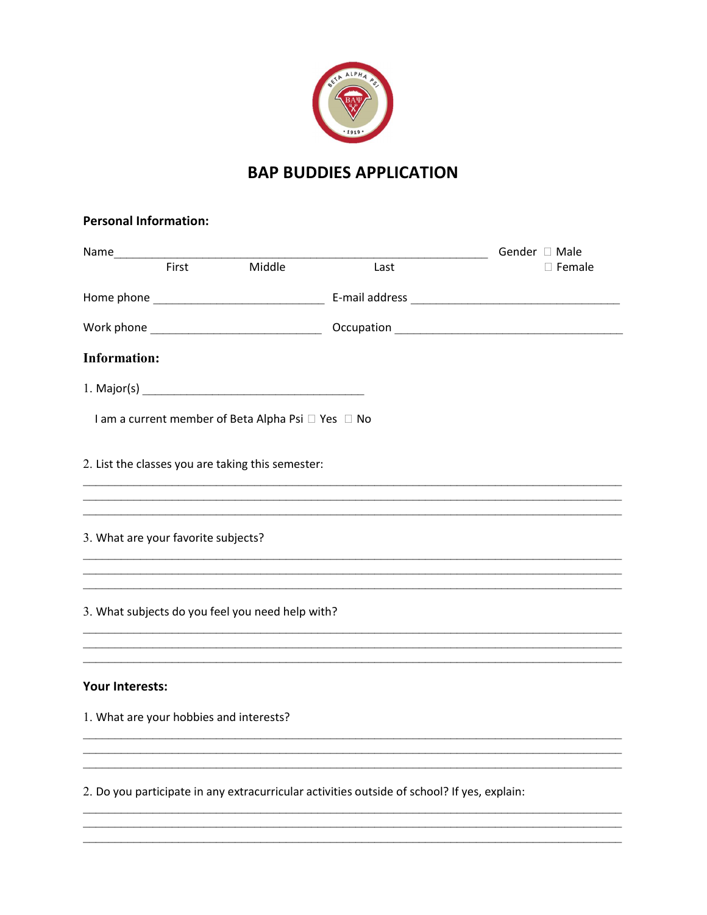# BAP BUDDIES APPLICATION

**Personal Information:**

Name_____________________________________________ Gender ☐ Male
First Middle Last ☐ Female

Home phone _______________________ E-mail address ____________________________

Work phone _______________________ Occupation _______________________________

**Information:**

1. Major(s) ______________________________

I am a current member of Beta Alpha Psi ☐ Yes ☐ No

2. List the classes you are taking this semester:

___________________________________________________________________________
___________________________________________________________________________
___________________________________________________________________________

3. What are your favorite subjects?

___________________________________________________________________________
___________________________________________________________________________
___________________________________________________________________________

3. What subjects do you feel you need help with?

___________________________________________________________________________
___________________________________________________________________________
___________________________________________________________________________

**Your Interests:**

1. What are your hobbies and interests?

___________________________________________________________________________
___________________________________________________________________________
___________________________________________________________________________

2. Do you participate in any extracurricular activities outside of school? If yes, explain:

___________________________________________________________________________
___________________________________________________________________________
___________________________________________________________________________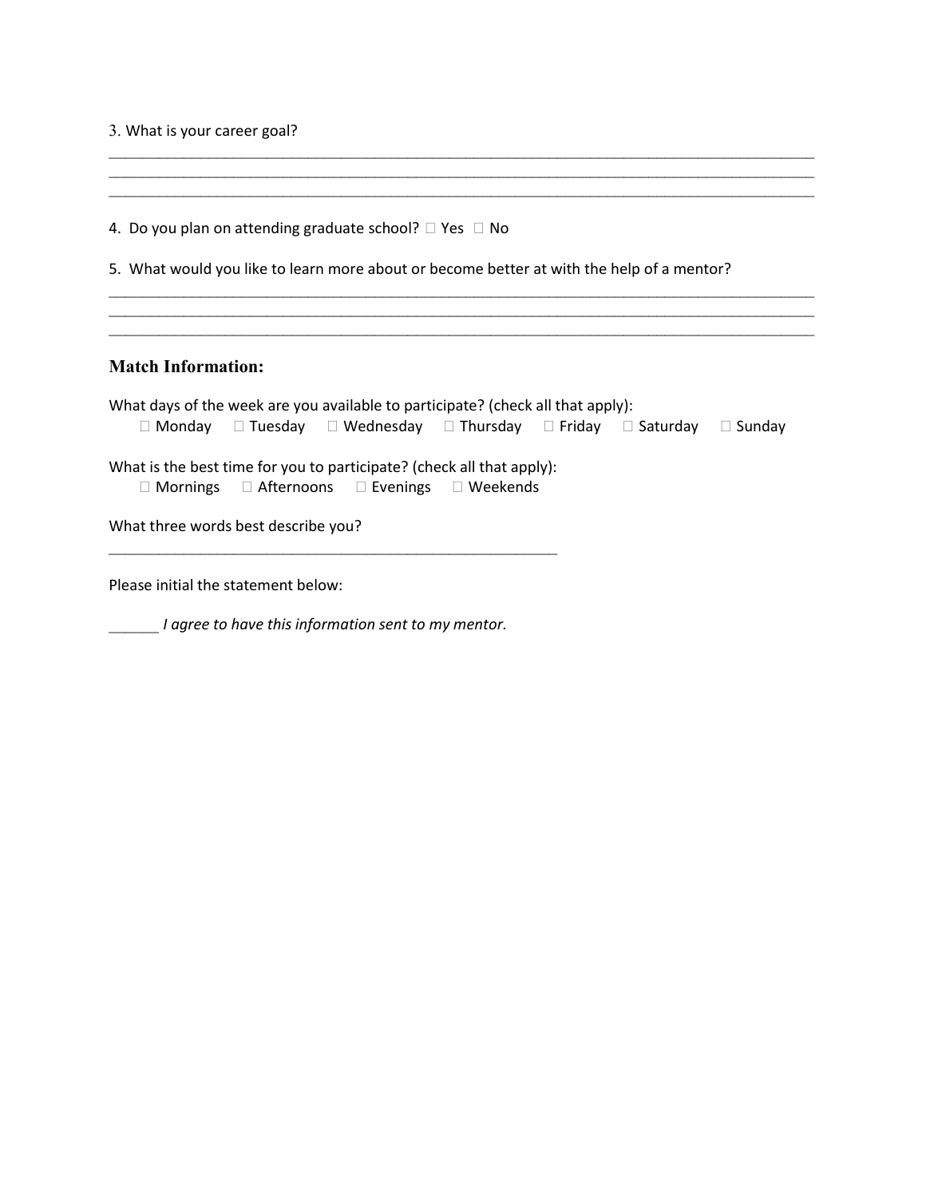3. What is your career goal?

\_\_\_\_\_\_\_\_\_\_\_\_\_\_\_\_\_\_\_\_\_\_\_\_\_\_\_\_\_\_\_\_\_\_\_\_\_\_\_\_\_\_\_\_\_\_\_\_\_\_\_\_\_\_\_\_\_\_\_\_\_\_\_\_\_\_\_\_\_\_\_\_\_\_\_\_\_\_\_\_\_\_\_\_\_\_\_\_\_\_\_\_
\_\_\_\_\_\_\_\_\_\_\_\_\_\_\_\_\_\_\_\_\_\_\_\_\_\_\_\_\_\_\_\_\_\_\_\_\_\_\_\_\_\_\_\_\_\_\_\_\_\_\_\_\_\_\_\_\_\_\_\_\_\_\_\_\_\_\_\_\_\_\_\_\_\_\_\_\_\_\_\_\_\_\_\_\_\_\_\_\_\_\_\_
\_\_\_\_\_\_\_\_\_\_\_\_\_\_\_\_\_\_\_\_\_\_\_\_\_\_\_\_\_\_\_\_\_\_\_\_\_\_\_\_\_\_\_\_\_\_\_\_\_\_\_\_\_\_\_\_\_\_\_\_\_\_\_\_\_\_\_\_\_\_\_\_\_\_\_\_\_\_\_\_\_\_\_\_\_\_\_\_\_\_\_\_

4. Do you plan on attending graduate school? ☐ Yes ☐ No

5. What would you like to learn more about or become better at with the help of a mentor?

\_\_\_\_\_\_\_\_\_\_\_\_\_\_\_\_\_\_\_\_\_\_\_\_\_\_\_\_\_\_\_\_\_\_\_\_\_\_\_\_\_\_\_\_\_\_\_\_\_\_\_\_\_\_\_\_\_\_\_\_\_\_\_\_\_\_\_\_\_\_\_\_\_\_\_\_\_\_\_\_\_\_\_\_\_\_\_\_\_\_\_\_
\_\_\_\_\_\_\_\_\_\_\_\_\_\_\_\_\_\_\_\_\_\_\_\_\_\_\_\_\_\_\_\_\_\_\_\_\_\_\_\_\_\_\_\_\_\_\_\_\_\_\_\_\_\_\_\_\_\_\_\_\_\_\_\_\_\_\_\_\_\_\_\_\_\_\_\_\_\_\_\_\_\_\_\_\_\_\_\_\_\_\_\_
\_\_\_\_\_\_\_\_\_\_\_\_\_\_\_\_\_\_\_\_\_\_\_\_\_\_\_\_\_\_\_\_\_\_\_\_\_\_\_\_\_\_\_\_\_\_\_\_\_\_\_\_\_\_\_\_\_\_\_\_\_\_\_\_\_\_\_\_\_\_\_\_\_\_\_\_\_\_\_\_\_\_\_\_\_\_\_\_\_\_\_\_

## Match Information:

What days of the week are you available to participate? (check all that apply):

☐ Monday ☐ Tuesday ☐ Wednesday ☐ Thursday ☐ Friday ☐ Saturday ☐ Sunday

What is the best time for you to participate? (check all that apply):

☐ Mornings ☐ Afternoons ☐ Evenings ☐ Weekends

What three words best describe you?

\_\_\_\_\_\_\_\_\_\_\_\_\_\_\_\_\_\_\_\_\_\_\_\_\_\_\_\_\_\_\_\_\_\_\_\_\_\_\_\_\_\_\_\_\_\_\_\_\_\_\_\_\_\_\_\_

Please initial the statement below:

\_\_\_\_\_\_ *I agree to have this information sent to my mentor.*